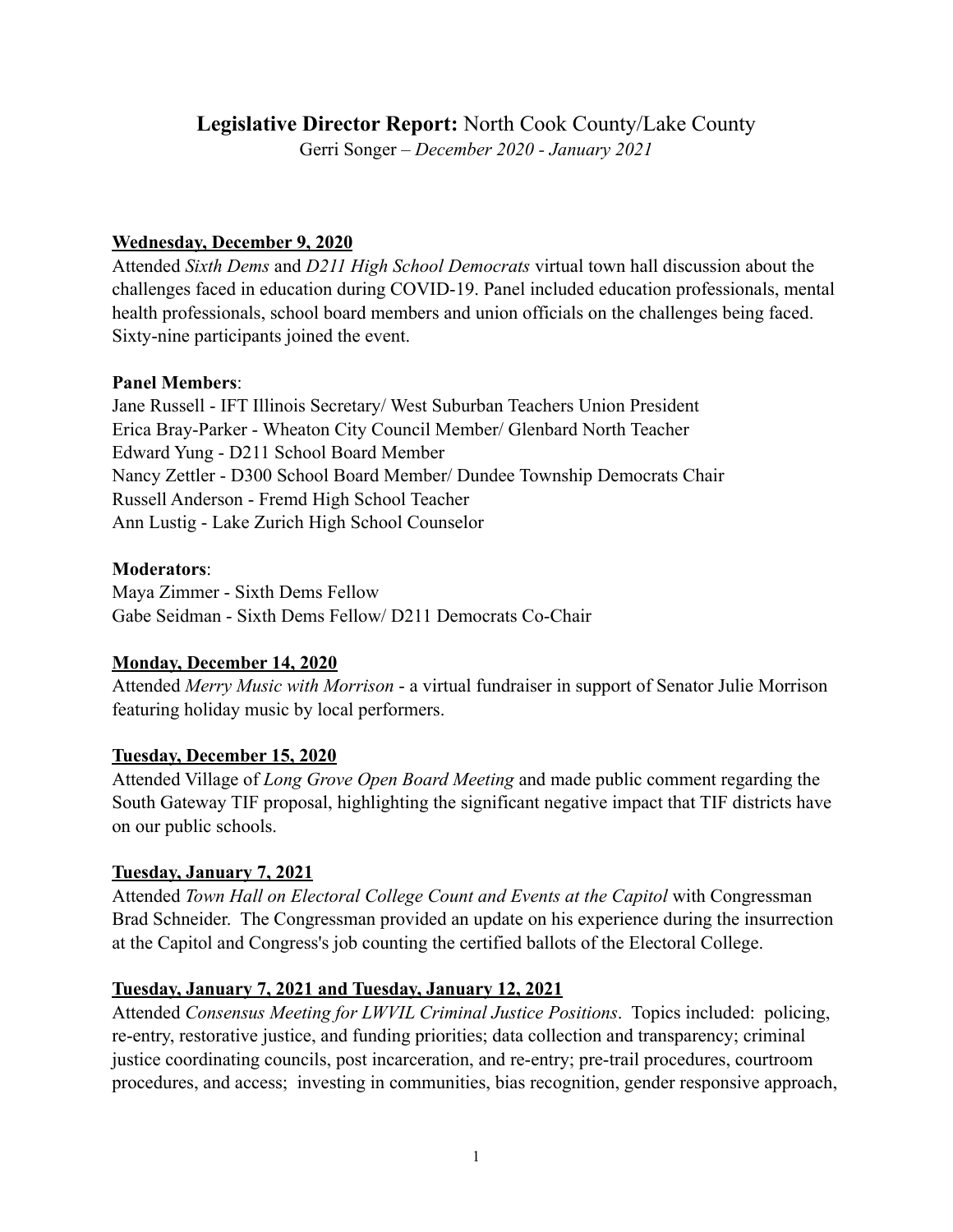# **Legislative Director Report:** North Cook County/Lake County

Gerri Songer – *December 2020 - January 2021*

**Wednesday, December 9, 2020**

Attended *Sixth Dems* and *D211 High School Democrats* virtual town hall discussion about the challenges faced in education during COVID-19. Panel included education professionals, mental health professionals, school board members and union officials on the challenges being faced. Sixty-nine participants joined the event.

**Panel Members**:

Jane Russell - IFT Illinois Secretary/ West Suburban Teachers Union President
Erica Bray-Parker - Wheaton City Council Member/ Glenbard North Teacher
Edward Yung - D211 School Board Member
Nancy Zettler - D300 School Board Member/ Dundee Township Democrats Chair
Russell Anderson - Fremd High School Teacher
Ann Lustig - Lake Zurich High School Counselor

**Moderators**:

Maya Zimmer - Sixth Dems Fellow
Gabe Seidman - Sixth Dems Fellow/ D211 Democrats Co-Chair

**Monday, December 14, 2020**

Attended *Merry Music with Morrison* - a virtual fundraiser in support of Senator Julie Morrison featuring holiday music by local performers.

**Tuesday, December 15, 2020**

Attended Village of *Long Grove Open Board Meeting* and made public comment regarding the South Gateway TIF proposal, highlighting the significant negative impact that TIF districts have on our public schools.

**Tuesday, January 7, 2021**

Attended *Town Hall on Electoral College Count and Events at the Capitol* with Congressman Brad Schneider. The Congressman provided an update on his experience during the insurrection at the Capitol and Congress's job counting the certified ballots of the Electoral College.

**Tuesday, January 7, 2021 and Tuesday, January 12, 2021**

Attended *Consensus Meeting for LWVIL Criminal Justice Positions*. Topics included: policing, re-entry, restorative justice, and funding priorities; data collection and transparency; criminal justice coordinating councils, post incarceration, and re-entry; pre-trail procedures, courtroom procedures, and access; investing in communities, bias recognition, gender responsive approach,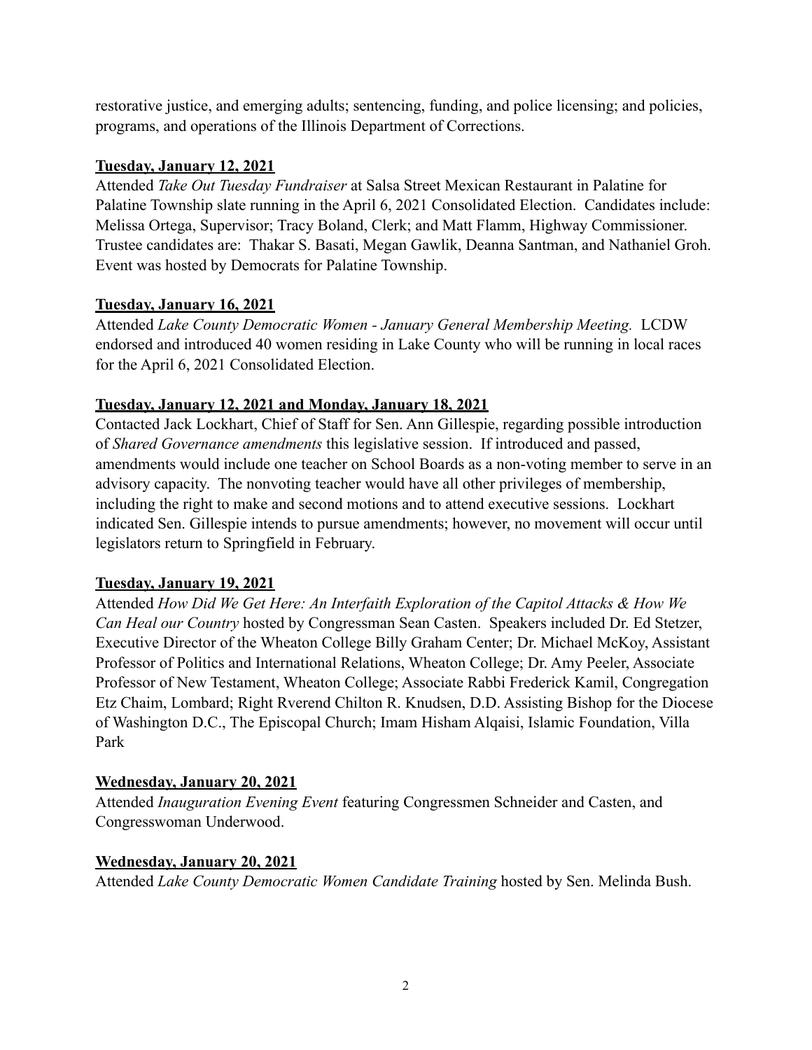restorative justice, and emerging adults; sentencing, funding, and police licensing; and policies, programs, and operations of the Illinois Department of Corrections.

**Tuesday, January 12, 2021**

Attended *Take Out Tuesday Fundraiser* at Salsa Street Mexican Restaurant in Palatine for Palatine Township slate running in the April 6, 2021 Consolidated Election. Candidates include: Melissa Ortega, Supervisor; Tracy Boland, Clerk; and Matt Flamm, Highway Commissioner. Trustee candidates are: Thakar S. Basati, Megan Gawlik, Deanna Santman, and Nathaniel Groh. Event was hosted by Democrats for Palatine Township.

**Tuesday, January 16, 2021**

Attended *Lake County Democratic Women - January General Membership Meeting.* LCDW endorsed and introduced 40 women residing in Lake County who will be running in local races for the April 6, 2021 Consolidated Election.

**Tuesday, January 12, 2021 and Monday, January 18, 2021**

Contacted Jack Lockhart, Chief of Staff for Sen. Ann Gillespie, regarding possible introduction of *Shared Governance amendments* this legislative session. If introduced and passed, amendments would include one teacher on School Boards as a non-voting member to serve in an advisory capacity. The nonvoting teacher would have all other privileges of membership, including the right to make and second motions and to attend executive sessions. Lockhart indicated Sen. Gillespie intends to pursue amendments; however, no movement will occur until legislators return to Springfield in February.

**Tuesday, January 19, 2021**

Attended *How Did We Get Here: An Interfaith Exploration of the Capitol Attacks & How We Can Heal our Country* hosted by Congressman Sean Casten. Speakers included Dr. Ed Stetzer, Executive Director of the Wheaton College Billy Graham Center; Dr. Michael McKoy, Assistant Professor of Politics and International Relations, Wheaton College; Dr. Amy Peeler, Associate Professor of New Testament, Wheaton College; Associate Rabbi Frederick Kamil, Congregation Etz Chaim, Lombard; Right Rverend Chilton R. Knudsen, D.D. Assisting Bishop for the Diocese of Washington D.C., The Episcopal Church; Imam Hisham Alqaisi, Islamic Foundation, Villa Park

**Wednesday, January 20, 2021**

Attended *Inauguration Evening Event* featuring Congressmen Schneider and Casten, and Congresswoman Underwood.

**Wednesday, January 20, 2021**

Attended *Lake County Democratic Women Candidate Training* hosted by Sen. Melinda Bush.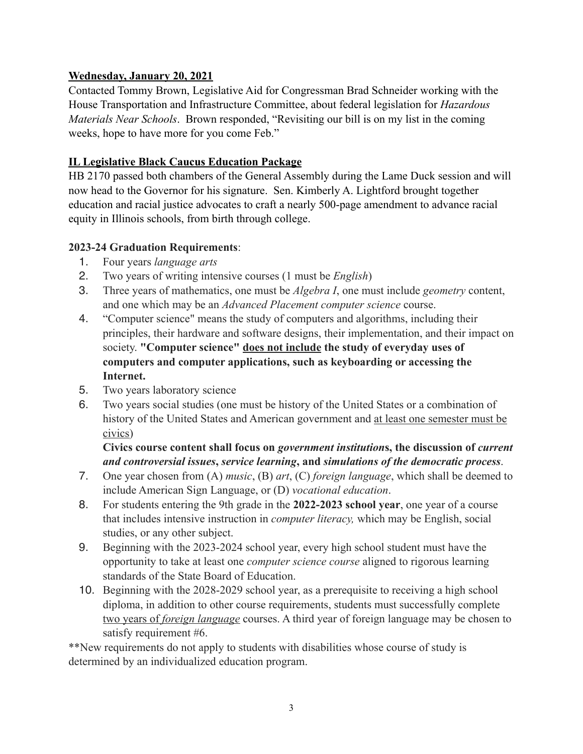**<u>Wednesday, January 20, 2021</u>**

Contacted Tommy Brown, Legislative Aid for Congressman Brad Schneider working with the House Transportation and Infrastructure Committee, about federal legislation for *Hazardous Materials Near Schools*. Brown responded, "Revisiting our bill is on my list in the coming weeks, hope to have more for you come Feb."

**<u>IL Legislative Black Caucus Education Package</u>**

HB 2170 passed both chambers of the General Assembly during the Lame Duck session and will now head to the Governor for his signature. Sen. Kimberly A. Lightford brought together education and racial justice advocates to craft a nearly 500-page amendment to advance racial equity in Illinois schools, from birth through college.

**2023-24 Graduation Requirements**:

1. Four years *language arts*
2. Two years of writing intensive courses (1 must be *English*)
3. Three years of mathematics, one must be *Algebra I*, one must include *geometry* content, and one which may be an *Advanced Placement computer science* course.
4. "Computer science" means the study of computers and algorithms, including their principles, their hardware and software designs, their implementation, and their impact on society. **"Computer science" <u>does not include</u> the study of everyday uses of computers and computer applications, such as keyboarding or accessing the Internet.**
5. Two years laboratory science
6. Two years social studies (one must be history of the United States or a combination of history of the United States and American government and <u>at least one semester must be civics</u>)

   **Civics course content shall focus on *government institution*s, the discussion of *current and controversial issues*, *service learning*, and *simulations of the democratic process*.**
7. One year chosen from (A) *music*, (B) *art*, (C) *foreign language*, which shall be deemed to include American Sign Language, or (D) *vocational education*.
8. For students entering the 9th grade in the **2022-2023 school year**, one year of a course that includes intensive instruction in *computer literacy,* which may be English, social studies, or any other subject.
9. Beginning with the 2023-2024 school year, every high school student must have the opportunity to take at least one *computer science course* aligned to rigorous learning standards of the State Board of Education.
10. Beginning with the 2028-2029 school year, as a prerequisite to receiving a high school diploma, in addition to other course requirements, students must successfully complete <u>two years of *foreign language*</u> courses. A third year of foreign language may be chosen to satisfy requirement #6.

**New requirements do not apply to students with disabilities whose course of study is determined by an individualized education program.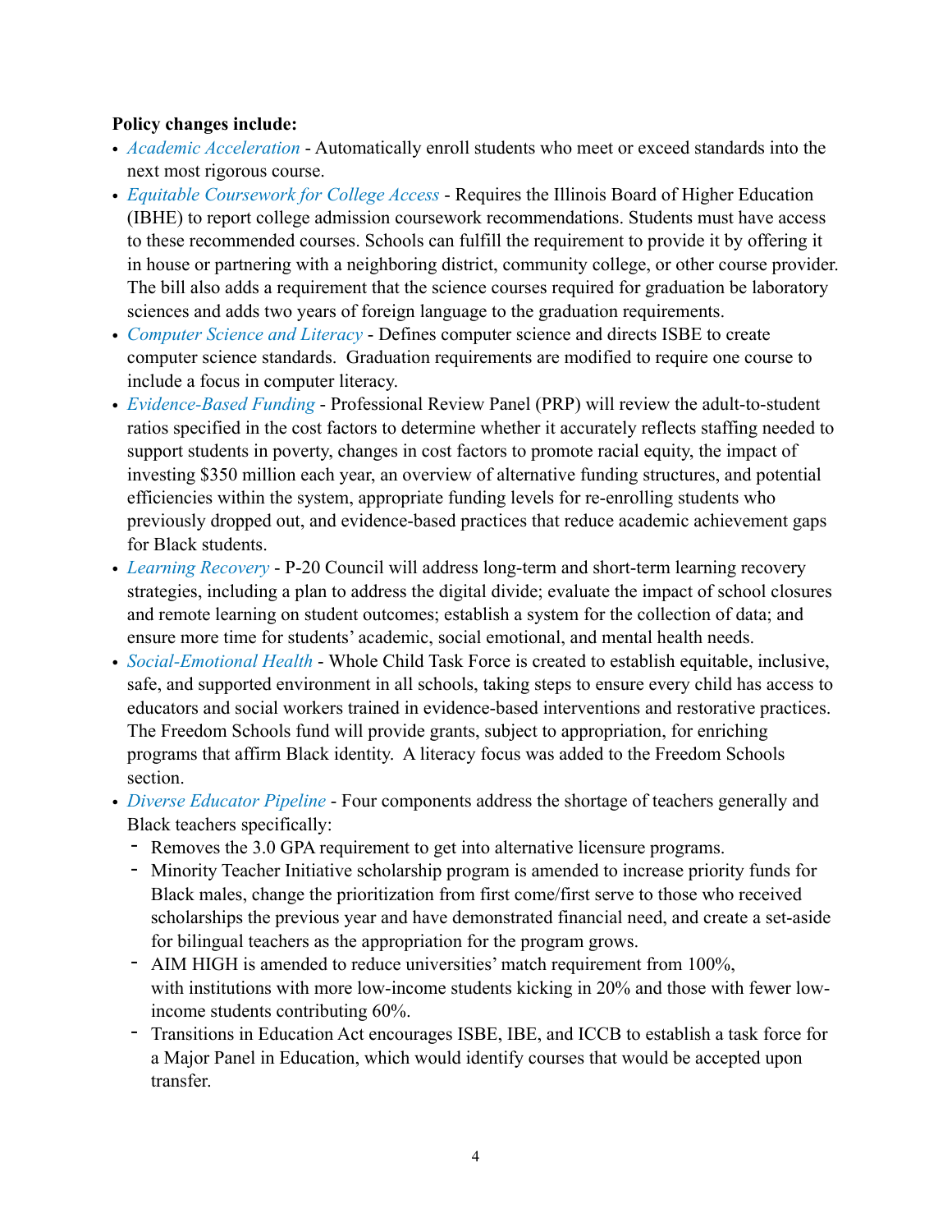**Policy changes include:**

- *Academic Acceleration* - Automatically enroll students who meet or exceed standards into the next most rigorous course.
- *Equitable Coursework for College Access* - Requires the Illinois Board of Higher Education (IBHE) to report college admission coursework recommendations. Students must have access to these recommended courses. Schools can fulfill the requirement to provide it by offering it in house or partnering with a neighboring district, community college, or other course provider. The bill also adds a requirement that the science courses required for graduation be laboratory sciences and adds two years of foreign language to the graduation requirements.
- *Computer Science and Literacy* - Defines computer science and directs ISBE to create computer science standards. Graduation requirements are modified to require one course to include a focus in computer literacy.
- *Evidence-Based Funding* - Professional Review Panel (PRP) will review the adult-to-student ratios specified in the cost factors to determine whether it accurately reflects staffing needed to support students in poverty, changes in cost factors to promote racial equity, the impact of investing $350 million each year, an overview of alternative funding structures, and potential efficiencies within the system, appropriate funding levels for re-enrolling students who previously dropped out, and evidence-based practices that reduce academic achievement gaps for Black students.
- *Learning Recovery* - P-20 Council will address long-term and short-term learning recovery strategies, including a plan to address the digital divide; evaluate the impact of school closures and remote learning on student outcomes; establish a system for the collection of data; and ensure more time for students' academic, social emotional, and mental health needs.
- *Social-Emotional Health* - Whole Child Task Force is created to establish equitable, inclusive, safe, and supported environment in all schools, taking steps to ensure every child has access to educators and social workers trained in evidence-based interventions and restorative practices. The Freedom Schools fund will provide grants, subject to appropriation, for enriching programs that affirm Black identity. A literacy focus was added to the Freedom Schools section.
- *Diverse Educator Pipeline* - Four components address the shortage of teachers generally and Black teachers specifically:
  - Removes the 3.0 GPA requirement to get into alternative licensure programs.
  - Minority Teacher Initiative scholarship program is amended to increase priority funds for Black males, change the prioritization from first come/first serve to those who received scholarships the previous year and have demonstrated financial need, and create a set-aside for bilingual teachers as the appropriation for the program grows.
  - AIM HIGH is amended to reduce universities' match requirement from 100%, with institutions with more low-income students kicking in 20% and those with fewer low-income students contributing 60%.
  - Transitions in Education Act encourages ISBE, IBE, and ICCB to establish a task force for a Major Panel in Education, which would identify courses that would be accepted upon transfer.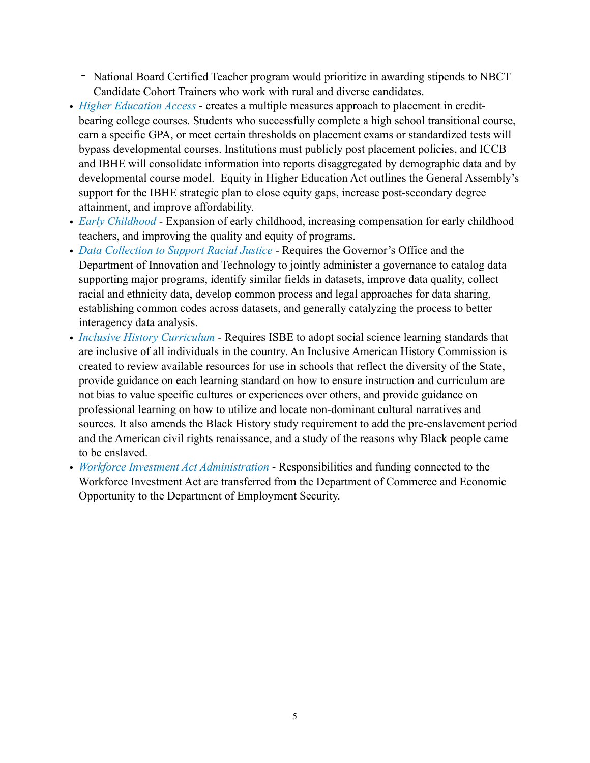- National Board Certified Teacher program would prioritize in awarding stipends to NBCT Candidate Cohort Trainers who work with rural and diverse candidates.
- *Higher Education Access* - creates a multiple measures approach to placement in credit-bearing college courses. Students who successfully complete a high school transitional course, earn a specific GPA, or meet certain thresholds on placement exams or standardized tests will bypass developmental courses. Institutions must publicly post placement policies, and ICCB and IBHE will consolidate information into reports disaggregated by demographic data and by developmental course model.  Equity in Higher Education Act outlines the General Assembly's support for the IBHE strategic plan to close equity gaps, increase post-secondary degree attainment, and improve affordability.
- *Early Childhood* - Expansion of early childhood, increasing compensation for early childhood teachers, and improving the quality and equity of programs.
- *Data Collection to Support Racial Justice* - Requires the Governor's Office and the Department of Innovation and Technology to jointly administer a governance to catalog data supporting major programs, identify similar fields in datasets, improve data quality, collect racial and ethnicity data, develop common process and legal approaches for data sharing, establishing common codes across datasets, and generally catalyzing the process to better interagency data analysis.
- *Inclusive History Curriculum* - Requires ISBE to adopt social science learning standards that are inclusive of all individuals in the country. An Inclusive American History Commission is created to review available resources for use in schools that reflect the diversity of the State, provide guidance on each learning standard on how to ensure instruction and curriculum are not bias to value specific cultures or experiences over others, and provide guidance on professional learning on how to utilize and locate non-dominant cultural narratives and sources. It also amends the Black History study requirement to add the pre-enslavement period and the American civil rights renaissance, and a study of the reasons why Black people came to be enslaved.
- *Workforce Investment Act Administration* - Responsibilities and funding connected to the Workforce Investment Act are transferred from the Department of Commerce and Economic Opportunity to the Department of Employment Security.